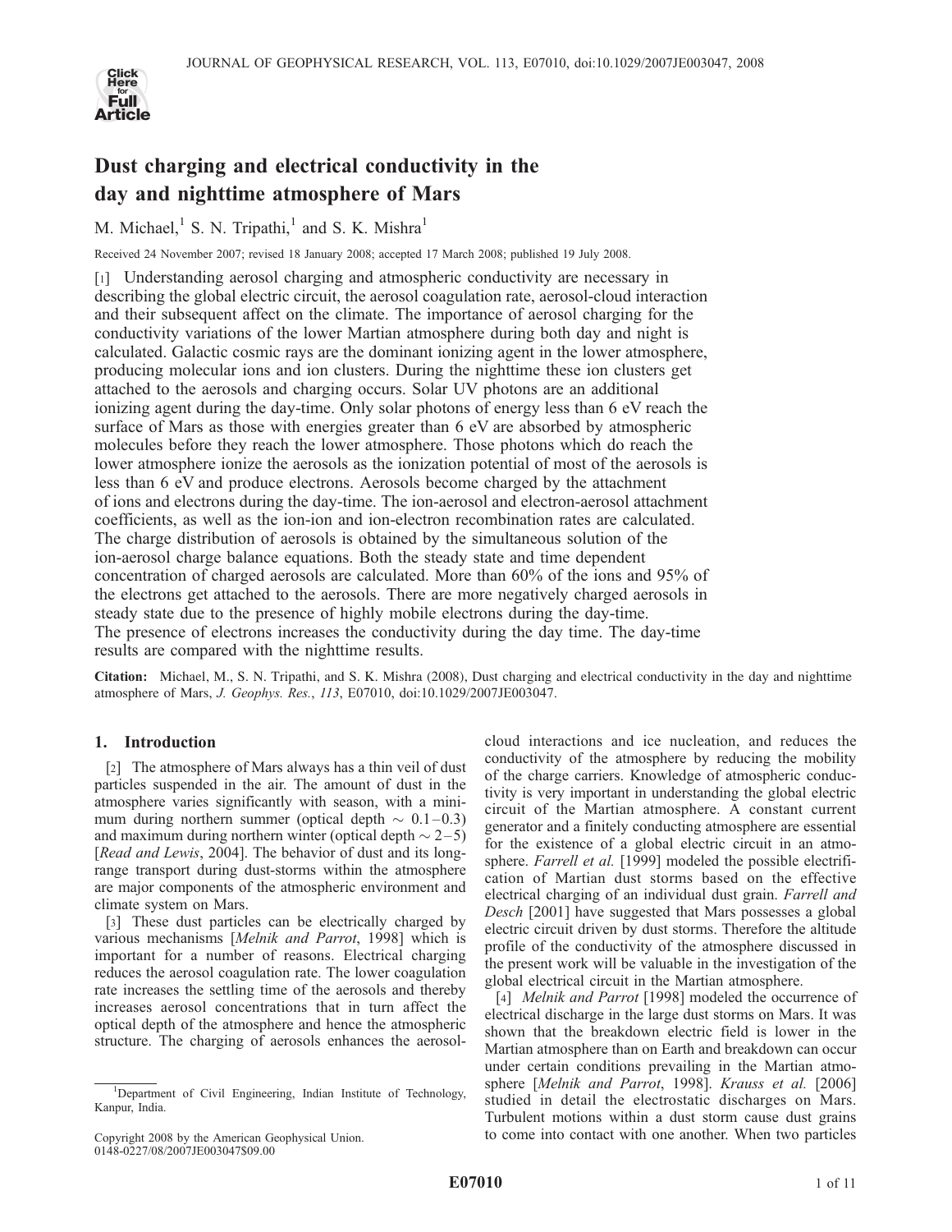# Dust charging and electrical conductivity in the day and nighttime atmosphere of Mars

M. Michael,[1] S. N. Tripathi,[1] and S. K. Mishra[1]

Received 24 November 2007; revised 18 January 2008; accepted 17 March 2008; published 19 July 2008.

[1] Understanding aerosol charging and atmospheric conductivity are necessary in describing the global electric circuit, the aerosol coagulation rate, aerosol-cloud interaction and their subsequent affect on the climate. The importance of aerosol charging for the conductivity variations of the lower Martian atmosphere during both day and night is calculated. Galactic cosmic rays are the dominant ionizing agent in the lower atmosphere, producing molecular ions and ion clusters. During the nighttime these ion clusters get attached to the aerosols and charging occurs. Solar UV photons are an additional ionizing agent during the day-time. Only solar photons of energy less than 6 eV reach the surface of Mars as those with energies greater than 6 eV are absorbed by atmospheric molecules before they reach the lower atmosphere. Those photons which do reach the lower atmosphere ionize the aerosols as the ionization potential of most of the aerosols is less than 6 eV and produce electrons. Aerosols become charged by the attachment of ions and electrons during the day-time. The ion-aerosol and electron-aerosol attachment coefficients, as well as the ion-ion and ion-electron recombination rates are calculated. The charge distribution of aerosols is obtained by the simultaneous solution of the ion-aerosol charge balance equations. Both the steady state and time dependent concentration of charged aerosols are calculated. More than 60% of the ions and 95% of the electrons get attached to the aerosols. There are more negatively charged aerosols in steady state due to the presence of highly mobile electrons during the day-time. The presence of electrons increases the conductivity during the day time. The day-time results are compared with the nighttime results.

**Citation:** Michael, M., S. N. Tripathi, and S. K. Mishra (2008), Dust charging and electrical conductivity in the day and nighttime atmosphere of Mars, *J. Geophys. Res.*, *113*, E07010, doi:10.1029/2007JE003047.

## 1. Introduction

[2] The atmosphere of Mars always has a thin veil of dust particles suspended in the air. The amount of dust in the atmosphere varies significantly with season, with a minimum during northern summer (optical depth $\sim$ 0.1–0.3) and maximum during northern winter (optical depth $\sim$ 2–5) [*Read and Lewis*, 2004]. The behavior of dust and its long-range transport during dust-storms within the atmosphere are major components of the atmospheric environment and climate system on Mars.

[3] These dust particles can be electrically charged by various mechanisms [*Melnik and Parrot*, 1998] which is important for a number of reasons. Electrical charging reduces the aerosol coagulation rate. The lower coagulation rate increases the settling time of the aerosols and thereby increases aerosol concentrations that in turn affect the optical depth of the atmosphere and hence the atmospheric structure. The charging of aerosols enhances the aerosol-cloud interactions and ice nucleation, and reduces the conductivity of the atmosphere by reducing the mobility of the charge carriers. Knowledge of atmospheric conductivity is very important in understanding the global electric circuit of the Martian atmosphere. A constant current generator and a finitely conducting atmosphere are essential for the existence of a global electric circuit in an atmosphere. *Farrell et al.* [1999] modeled the possible electrification of Martian dust storms based on the effective electrical charging of an individual dust grain. *Farrell and Desch* [2001] have suggested that Mars possesses a global electric circuit driven by dust storms. Therefore the altitude profile of the conductivity of the atmosphere discussed in the present work will be valuable in the investigation of the global electrical circuit in the Martian atmosphere.

[4] *Melnik and Parrot* [1998] modeled the occurrence of electrical discharge in the large dust storms on Mars. It was shown that the breakdown electric field is lower in the Martian atmosphere than on Earth and breakdown can occur under certain conditions prevailing in the Martian atmosphere [*Melnik and Parrot*, 1998]. *Krauss et al.* [2006] studied in detail the electrostatic discharges on Mars. Turbulent motions within a dust storm cause dust grains to come into contact with one another. When two particles

[1] Department of Civil Engineering, Indian Institute of Technology, Kanpur, India.

Copyright 2008 by the American Geophysical Union.
0148-0227/08/2007JE003047$09.00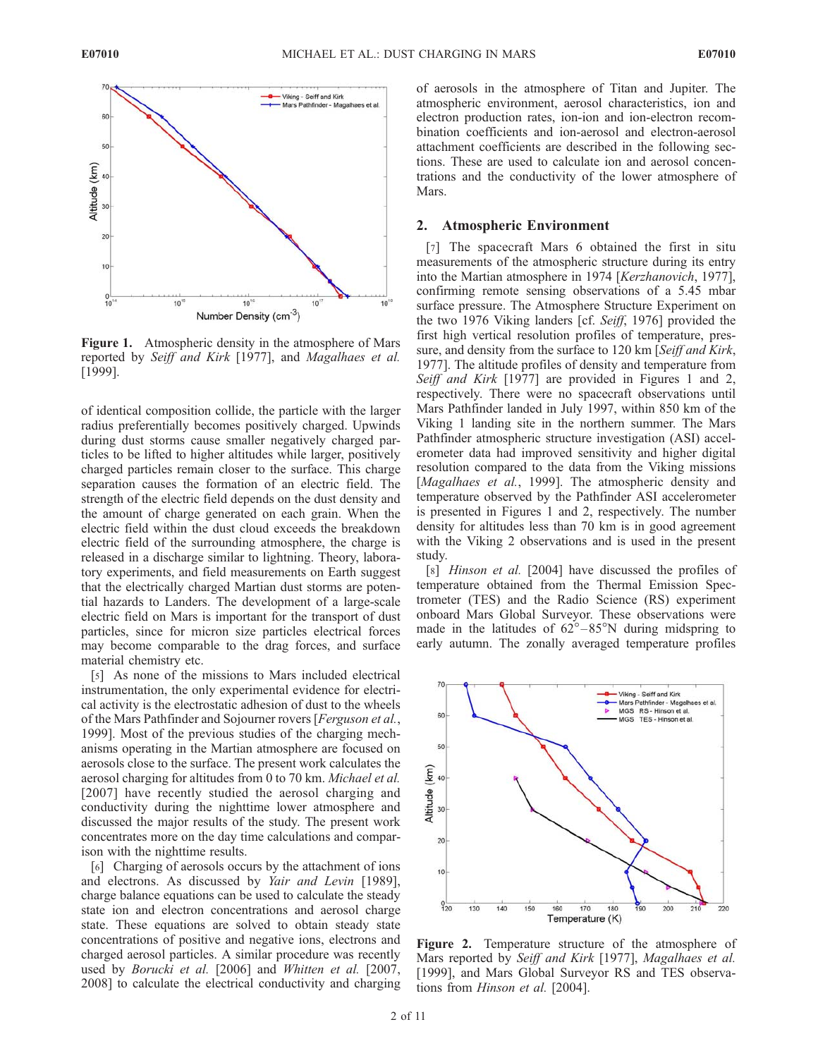**Figure 1.** Atmospheric density in the atmosphere of Mars reported by *Seiff and Kirk* [1977], and *Magalhaes et al.* [1999].

of identical composition collide, the particle with the larger radius preferentially becomes positively charged. Upwinds during dust storms cause smaller negatively charged particles to be lifted to higher altitudes while larger, positively charged particles remain closer to the surface. This charge separation causes the formation of an electric field. The strength of the electric field depends on the dust density and the amount of charge generated on each grain. When the electric field within the dust cloud exceeds the breakdown electric field of the surrounding atmosphere, the charge is released in a discharge similar to lightning. Theory, laboratory experiments, and field measurements on Earth suggest that the electrically charged Martian dust storms are potential hazards to Landers. The development of a large-scale electric field on Mars is important for the transport of dust particles, since for micron size particles electrical forces may become comparable to the drag forces, and surface material chemistry etc.

[5] As none of the missions to Mars included electrical instrumentation, the only experimental evidence for electrical activity is the electrostatic adhesion of dust to the wheels of the Mars Pathfinder and Sojourner rovers [*Ferguson et al.*, 1999]. Most of the previous studies of the charging mechanisms operating in the Martian atmosphere are focused on aerosols close to the surface. The present work calculates the aerosol charging for altitudes from 0 to 70 km. *Michael et al.* [2007] have recently studied the aerosol charging and conductivity during the nighttime lower atmosphere and discussed the major results of the study. The present work concentrates more on the day time calculations and comparison with the nighttime results.

[6] Charging of aerosols occurs by the attachment of ions and electrons. As discussed by *Yair and Levin* [1989], charge balance equations can be used to calculate the steady state ion and electron concentrations and aerosol charge state. These equations are solved to obtain steady state concentrations of positive and negative ions, electrons and charged aerosol particles. A similar procedure was recently used by *Borucki et al.* [2006] and *Whitten et al.* [2007, 2008] to calculate the electrical conductivity and charging of aerosols in the atmosphere of Titan and Jupiter. The atmospheric environment, aerosol characteristics, ion and electron production rates, ion-ion and ion-electron recombination coefficients and ion-aerosol and electron-aerosol attachment coefficients are described in the following sections. These are used to calculate ion and aerosol concentrations and the conductivity of the lower atmosphere of Mars.

## 2. Atmospheric Environment

[7] The spacecraft Mars 6 obtained the first in situ measurements of the atmospheric structure during its entry into the Martian atmosphere in 1974 [*Kerzhanovich*, 1977], confirming remote sensing observations of a 5.45 mbar surface pressure. The Atmosphere Structure Experiment on the two 1976 Viking landers [cf. *Seiff*, 1976] provided the first high vertical resolution profiles of temperature, pressure, and density from the surface to 120 km [*Seiff and Kirk*, 1977]. The altitude profiles of density and temperature from *Seiff and Kirk* [1977] are provided in Figures 1 and 2, respectively. There were no spacecraft observations until Mars Pathfinder landed in July 1997, within 850 km of the Viking 1 landing site in the northern summer. The Mars Pathfinder atmospheric structure investigation (ASI) accelerometer data had improved sensitivity and higher digital resolution compared to the data from the Viking missions [*Magalhaes et al.*, 1999]. The atmospheric density and temperature observed by the Pathfinder ASI accelerometer is presented in Figures 1 and 2, respectively. The number density for altitudes less than 70 km is in good agreement with the Viking 2 observations and is used in the present study.

[8] *Hinson et al.* [2004] have discussed the profiles of temperature obtained from the Thermal Emission Spectrometer (TES) and the Radio Science (RS) experiment onboard Mars Global Surveyor. These observations were made in the latitudes of 62°–85°N during midspring to early autumn. The zonally averaged temperature profiles

**Figure 2.** Temperature structure of the atmosphere of Mars reported by *Seiff and Kirk* [1977], *Magalhaes et al.* [1999], and Mars Global Surveyor RS and TES observations from *Hinson et al.* [2004].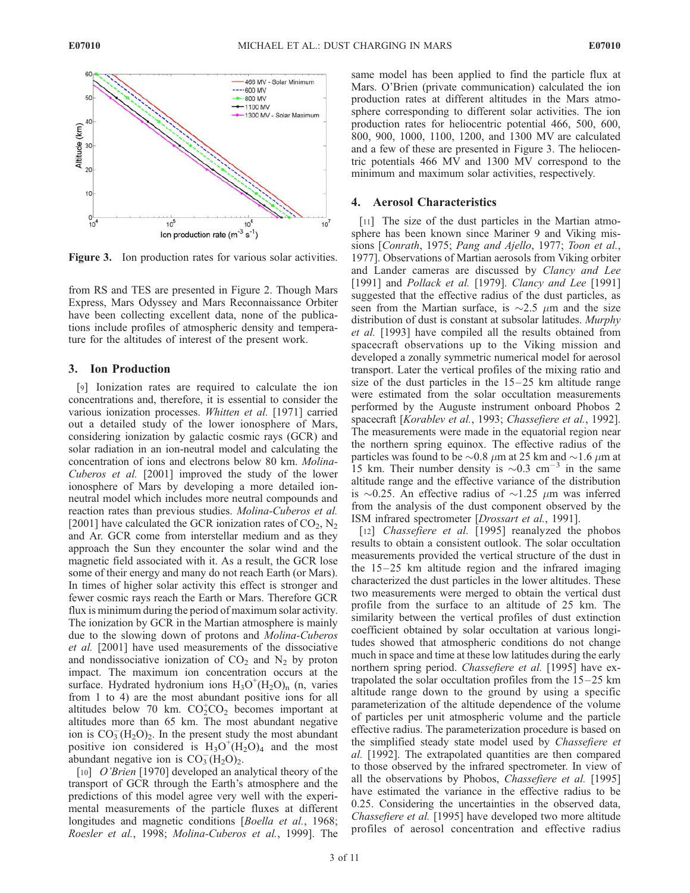Figure 3. Ion production rates for various solar activities.

from RS and TES are presented in Figure 2. Though Mars Express, Mars Odyssey and Mars Reconnaissance Orbiter have been collecting excellent data, none of the publications include profiles of atmospheric density and temperature for the altitudes of interest of the present work.

## 3. Ion Production

[9] Ionization rates are required to calculate the ion concentrations and, therefore, it is essential to consider the various ionization processes. *Whitten et al.* [1971] carried out a detailed study of the lower ionosphere of Mars, considering ionization by galactic cosmic rays (GCR) and solar radiation in an ion-neutral model and calculating the concentration of ions and electrons below 80 km. *Molina-Cuberos et al.* [2001] improved the study of the lower ionosphere of Mars by developing a more detailed ion-neutral model which includes more neutral compounds and reaction rates than previous studies. *Molina-Cuberos et al.* [2001] have calculated the GCR ionization rates of $CO_2$, $N_2$ and Ar. GCR come from interstellar medium and as they approach the Sun they encounter the solar wind and the magnetic field associated with it. As a result, the GCR lose some of their energy and many do not reach Earth (or Mars). In times of higher solar activity this effect is stronger and fewer cosmic rays reach the Earth or Mars. Therefore GCR flux is minimum during the period of maximum solar activity. The ionization by GCR in the Martian atmosphere is mainly due to the slowing down of protons and *Molina-Cuberos et al.* [2001] have used measurements of the dissociative and nondissociative ionization of $CO_2$ and $N_2$ by proton impact. The maximum ion concentration occurs at the surface. Hydrated hydronium ions $H_3O^+(H_2O)_n$ (n, varies from 1 to 4) are the most abundant positive ions for all altitudes below 70 km. $CO_2^+CO_2$ becomes important at altitudes more than 65 km. The most abundant negative ion is $CO_3^-(H_2O)_2$. In the present study the most abundant positive ion considered is $H_3O^+(H_2O)_4$ and the most abundant negative ion is $CO_3^-(H_2O)_2$.

[10] *O'Brien* [1970] developed an analytical theory of the transport of GCR through the Earth's atmosphere and the predictions of this model agree very well with the experimental measurements of the particle fluxes at different longitudes and magnetic conditions [*Boella et al.*, 1968; *Roesler et al.*, 1998; *Molina-Cuberos et al.*, 1999]. The same model has been applied to find the particle flux at Mars. O'Brien (private communication) calculated the ion production rates at different altitudes in the Mars atmosphere corresponding to different solar activities. The ion production rates for heliocentric potential 466, 500, 600, 800, 900, 1000, 1100, 1200, and 1300 MV are calculated and a few of these are presented in Figure 3. The heliocentric potentials 466 MV and 1300 MV correspond to the minimum and maximum solar activities, respectively.

## 4. Aerosol Characteristics

[11] The size of the dust particles in the Martian atmosphere has been known since Mariner 9 and Viking missions [*Conrath*, 1975; *Pang and Ajello*, 1977; *Toon et al.*, 1977]. Observations of Martian aerosols from Viking orbiter and Lander cameras are discussed by *Clancy and Lee* [1991] and *Pollack et al.* [1979]. *Clancy and Lee* [1991] suggested that the effective radius of the dust particles, as seen from the Martian surface, is ~2.5 $\mu$m and the size distribution of dust is constant at subsolar latitudes. *Murphy et al.* [1993] have compiled all the results obtained from spacecraft observations up to the Viking mission and developed a zonally symmetric numerical model for aerosol transport. Later the vertical profiles of the mixing ratio and size of the dust particles in the 15–25 km altitude range were estimated from the solar occultation measurements performed by the Auguste instrument onboard Phobos 2 spacecraft [*Korablev et al.*, 1993; *Chassefiere et al.*, 1992]. The measurements were made in the equatorial region near the northern spring equinox. The effective radius of the particles was found to be ~0.8 $\mu$m at 25 km and ~1.6 $\mu$m at 15 km. Their number density is ~0.3 $cm^{-3}$ in the same altitude range and the effective variance of the distribution is ~0.25. An effective radius of ~1.25 $\mu$m was inferred from the analysis of the dust component observed by the ISM infrared spectrometer [*Drossart et al.*, 1991].

[12] *Chassefiere et al.* [1995] reanalyzed the phobos results to obtain a consistent outlook. The solar occultation measurements provided the vertical structure of the dust in the 15–25 km altitude region and the infrared imaging characterized the dust particles in the lower altitudes. These two measurements were merged to obtain the vertical dust profile from the surface to an altitude of 25 km. The similarity between the vertical profiles of dust extinction coefficient obtained by solar occultation at various longitudes showed that atmospheric conditions do not change much in space and time at these low latitudes during the early northern spring period. *Chassefiere et al.* [1995] have extrapolated the solar occultation profiles from the 15–25 km altitude range down to the ground by using a specific parameterization of the altitude dependence of the volume of particles per unit atmospheric volume and the particle effective radius. The parameterization procedure is based on the simplified steady state model used by *Chassefiere et al.* [1992]. The extrapolated quantities are then compared to those observed by the infrared spectrometer. In view of all the observations by Phobos, *Chassefiere et al.* [1995] have estimated the variance in the effective radius to be 0.25. Considering the uncertainties in the observed data, *Chassefiere et al.* [1995] have developed two more altitude profiles of aerosol concentration and effective radius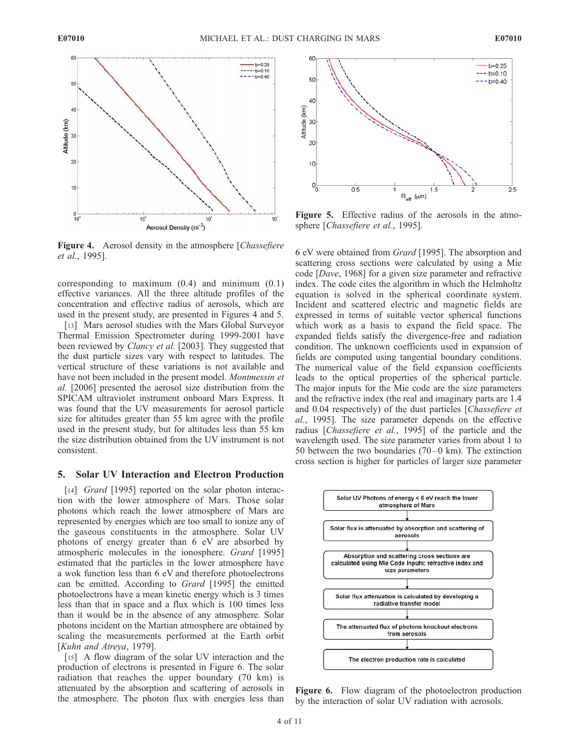Figure 4. Aerosol density in the atmosphere [*Chassefiere et al.*, 1995].

Figure 5. Effective radius of the aerosols in the atmosphere [*Chassefiere et al.*, 1995].

corresponding to maximum (0.4) and minimum (0.1) effective variances. All the three altitude profiles of the concentration and effective radius of aerosols, which are used in the present study, are presented in Figures 4 and 5.

[13] Mars aerosol studies with the Mars Global Surveyor Thermal Emission Spectrometer during 1999-2001 have been reviewed by *Clancy et al.* [2003]. They suggested that the dust particle sizes vary with respect to latitudes. The vertical structure of these variations is not available and have not been included in the present model. *Montmessin et al.* [2006] presented the aerosol size distribution from the SPICAM ultraviolet instrument onboard Mars Express. It was found that the UV measurements for aerosol particle size for altitudes greater than 55 km agree with the profile used in the present study, but for altitudes less than 55 km the size distribution obtained from the UV instrument is not consistent.

## 5. Solar UV Interaction and Electron Production

[14] *Grard* [1995] reported on the solar photon interaction with the lower atmosphere of Mars. Those solar photons which reach the lower atmosphere of Mars are represented by energies which are too small to ionize any of the gaseous constituents in the atmosphere. Solar UV photons of energy greater than 6 eV are absorbed by atmospheric molecules in the ionosphere. *Grard* [1995] estimated that the particles in the lower atmosphere have a wok function less than 6 eV and therefore photoelectrons can be emitted. According to *Grard* [1995] the emitted photoelectrons have a mean kinetic energy which is 3 times less than that in space and a flux which is 100 times less than it would be in the absence of any atmosphere. Solar photons incident on the Martian atmosphere are obtained by scaling the measurements performed at the Earth orbit [*Kuhn and Atreya*, 1979].

[15] A flow diagram of the solar UV interaction and the production of electrons is presented in Figure 6. The solar radiation that reaches the upper boundary (70 km) is attenuated by the absorption and scattering of aerosols in the atmosphere. The photon flux with energies less than 6 eV were obtained from *Grard* [1995]. The absorption and scattering cross sections were calculated by using a Mie code [*Dave*, 1968] for a given size parameter and refractive index. The code cites the algorithm in which the Helmholtz equation is solved in the spherical coordinate system. Incident and scattered electric and magnetic fields are expressed in terms of suitable vector spherical functions which work as a basis to expand the field space. The expanded fields satisfy the divergence-free and radiation condition. The unknown coefficients used in expansion of fields are computed using tangential boundary conditions. The numerical value of the field expansion coefficients leads to the optical properties of the spherical particle. The major inputs for the Mie code are the size parameters and the refractive index (the real and imaginary parts are 1.4 and 0.04 respectively) of the dust particles [*Chassefiere et al.*, 1995]. The size parameter depends on the effective radius [*Chassefiere et al.*, 1995] of the particle and the wavelength used. The size parameter varies from about 1 to 50 between the two boundaries (70–0 km). The extinction cross section is higher for particles of larger size parameter

Figure 6. Flow diagram of the photoelectron production by the interaction of solar UV radiation with aerosols.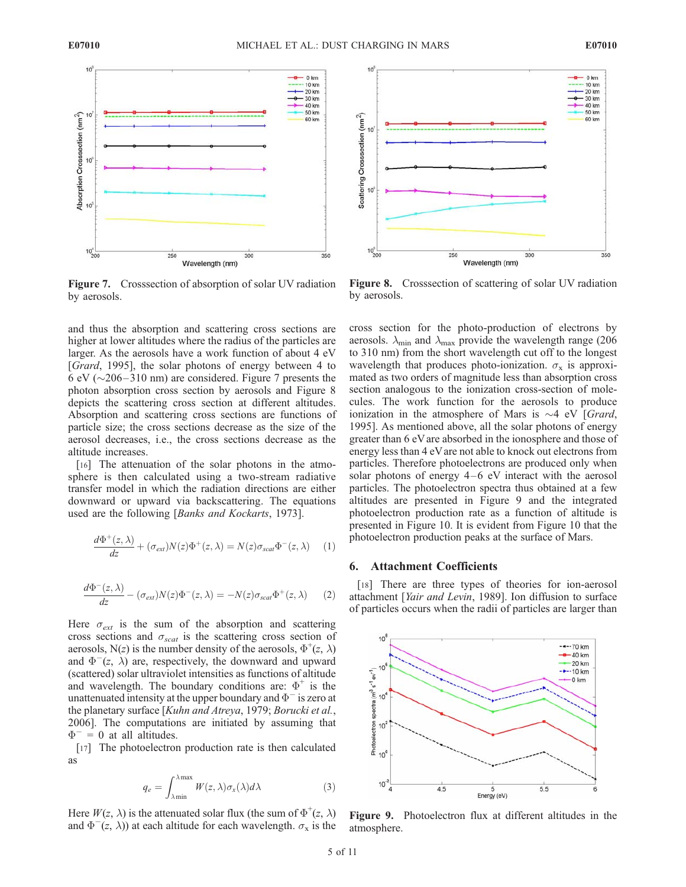Figure 7. Crosssection of absorption of solar UV radiation by aerosols.

Figure 8. Crosssection of scattering of solar UV radiation by aerosols.

and thus the absorption and scattering cross sections are higher at lower altitudes where the radius of the particles are larger. As the aerosols have a work function of about 4 eV [*Grard*, 1995], the solar photons of energy between 4 to 6 eV (~206–310 nm) are considered. Figure 7 presents the photon absorption cross section by aerosols and Figure 8 depicts the scattering cross section at different altitudes. Absorption and scattering cross sections are functions of particle size; the cross sections decrease as the size of the aerosol decreases, i.e., the cross sections decrease as the altitude increases.

[16] The attenuation of the solar photons in the atmosphere is then calculated using a two-stream radiative transfer model in which the radiation directions are either downward or upward via backscattering. The equations used are the following [*Banks and Kockarts*, 1973].

$$\frac{d\Phi^{+}(z,\lambda)}{dz} + (\sigma_{ext})N(z)\Phi^{+}(z,\lambda) = N(z)\sigma_{scat}\Phi^{-}(z,\lambda) \quad (1)$$

$$\frac{d\Phi^{-}(z,\lambda)}{dz} - (\sigma_{ext})N(z)\Phi^{-}(z,\lambda) = -N(z)\sigma_{scat}\Phi^{+}(z,\lambda) \quad (2)$$

Here $\sigma_{ext}$ is the sum of the absorption and scattering cross sections and $\sigma_{scat}$ is the scattering cross section of aerosols, N($z$) is the number density of the aerosols, $\Phi^{+}(z, \lambda)$ and $\Phi^{-}(z, \lambda)$ are, respectively, the downward and upward (scattered) solar ultraviolet intensities as functions of altitude and wavelength. The boundary conditions are: $\Phi^{+}$ is the unattenuated intensity at the upper boundary and $\Phi^{-}$ is zero at the planetary surface [*Kuhn and Atreya*, 1979; *Borucki et al.*, 2006]. The computations are initiated by assuming that $\Phi^{-} = 0$ at all altitudes.

[17] The photoelectron production rate is then calculated as

$$q_e = \int_{\lambda\min}^{\lambda\max} W(z,\lambda)\sigma_x(\lambda)d\lambda \quad (3)$$

Here $W(z, \lambda)$ is the attenuated solar flux (the sum of $\Phi^{+}(z, \lambda)$ and $\Phi^{-}(z, \lambda)$) at each altitude for each wavelength. $\sigma_x$ is the cross section for the photo-production of electrons by aerosols. $\lambda_{min}$ and $\lambda_{max}$ provide the wavelength range (206 to 310 nm) from the short wavelength cut off to the longest wavelength that produces photo-ionization. $\sigma_x$ is approximated as two orders of magnitude less than absorption cross section analogous to the ionization cross-section of molecules. The work function for the aerosols to produce ionization in the atmosphere of Mars is ~4 eV [*Grard*, 1995]. As mentioned above, all the solar photons of energy greater than 6 eV are absorbed in the ionosphere and those of energy less than 4 eV are not able to knock out electrons from particles. Therefore photoelectrons are produced only when solar photons of energy 4–6 eV interact with the aerosol particles. The photoelectron spectra thus obtained at a few altitudes are presented in Figure 9 and the integrated photoelectron production rate as a function of altitude is presented in Figure 10. It is evident from Figure 10 that the photoelectron production peaks at the surface of Mars.

## 6. Attachment Coefficients

[18] There are three types of theories for ion-aerosol attachment [*Yair and Levin*, 1989]. Ion diffusion to surface of particles occurs when the radii of particles are larger than

Figure 9. Photoelectron flux at different altitudes in the atmosphere.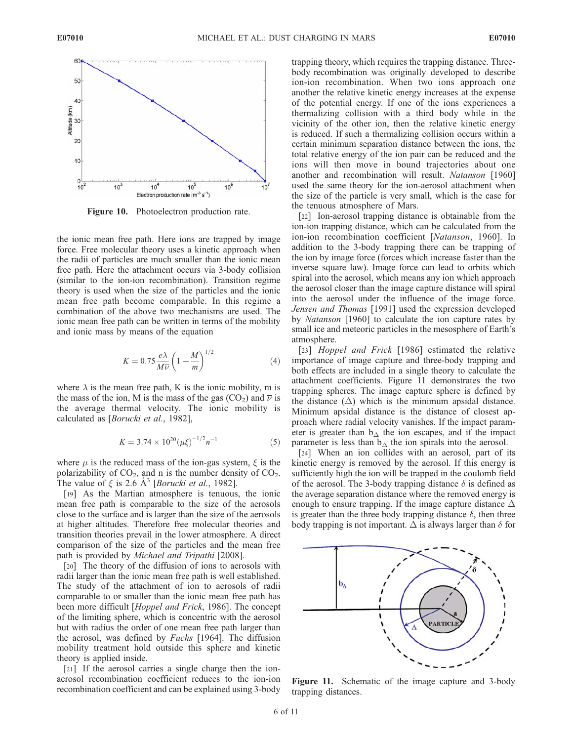Figure 10. Photoelectron production rate.

the ionic mean free path. Here ions are trapped by image force. Free molecular theory uses a kinetic approach when the radii of particles are much smaller than the ionic mean free path. Here the attachment occurs via 3-body collision (similar to the ion-ion recombination). Transition regime theory is used when the size of the particles and the ionic mean free path become comparable. In this regime a combination of the above two mechanisms are used. The ionic mean free path can be written in terms of the mobility and ionic mass by means of the equation

$$K = 0.75 \frac{e\lambda}{M\overline{v}} \left(1 + \frac{M}{m}\right)^{1/2} \quad (4)$$

where $\lambda$ is the mean free path, K is the ionic mobility, m is the mass of the ion, M is the mass of the gas ($CO_2$) and $\overline{v}$ is the average thermal velocity. The ionic mobility is calculated as [*Borucki et al.*, 1982],

$$K = 3.74 \times 10^{20} (\mu\xi)^{-1/2} n^{-1} \quad (5)$$

where $\mu$ is the reduced mass of the ion-gas system, $\xi$ is the polarizability of $CO_2$, and n is the number density of $CO_2$. The value of $\xi$ is 2.6 Å$^3$ [*Borucki et al.*, 1982].

[19] As the Martian atmosphere is tenuous, the ionic mean free path is comparable to the size of the aerosols close to the surface and is larger than the size of the aerosols at higher altitudes. Therefore free molecular theories and transition theories prevail in the lower atmosphere. A direct comparison of the size of the particles and the mean free path is provided by *Michael and Tripathi* [2008].

[20] The theory of the diffusion of ions to aerosols with radii larger than the ionic mean free path is well established. The study of the attachment of ion to aerosols of radii comparable to or smaller than the ionic mean free path has been more difficult [*Hoppel and Frick*, 1986]. The concept of the limiting sphere, which is concentric with the aerosol but with radius the order of one mean free path larger than the aerosol, was defined by *Fuchs* [1964]. The diffusion mobility treatment hold outside this sphere and kinetic theory is applied inside.

[21] If the aerosol carries a single charge then the ion-aerosol recombination coefficient reduces to the ion-ion recombination coefficient and can be explained using 3-body trapping theory, which requires the trapping distance. Three-body recombination was originally developed to describe ion-ion recombination. When two ions approach one another the relative kinetic energy increases at the expense of the potential energy. If one of the ions experiences a thermalizing collision with a third body while in the vicinity of the other ion, then the relative kinetic energy is reduced. If such a thermalizing collision occurs within a certain minimum separation distance between the ions, the total relative energy of the ion pair can be reduced and the ions will then move in bound trajectories about one another and recombination will result. *Natanson* [1960] used the same theory for the ion-aerosol attachment when the size of the particle is very small, which is the case for the tenuous atmosphere of Mars.

[22] Ion-aerosol trapping distance is obtainable from the ion-ion trapping distance, which can be calculated from the ion-ion recombination coefficient [*Natanson*, 1960]. In addition to the 3-body trapping there can be trapping of the ion by image force (forces which increase faster than the inverse square law). Image force can lead to orbits which spiral into the aerosol, which means any ion which approach the aerosol closer than the image capture distance will spiral into the aerosol under the influence of the image force. *Jensen and Thomas* [1991] used the expression developed by *Natanson* [1960] to calculate the ion capture rates by small ice and meteoric particles in the mesosphere of Earth's atmosphere.

[23] *Hoppel and Frick* [1986] estimated the relative importance of image capture and three-body trapping and both effects are included in a single theory to calculate the attachment coefficients. Figure 11 demonstrates the two trapping spheres. The image capture sphere is defined by the distance ($\Delta$) which is the minimum apsidal distance. Minimum apsidal distance is the distance of closest approach where radial velocity vanishes. If the impact parameter is greater than $b_\Delta$ the ion escapes, and if the impact parameter is less than $b_\Delta$ the ion spirals into the aerosol.

[24] When an ion collides with an aerosol, part of its kinetic energy is removed by the aerosol. If this energy is sufficiently high the ion will be trapped in the coulomb field of the aerosol. The 3-body trapping distance $\delta$ is defined as the average separation distance where the removed energy is enough to ensure trapping. If the image capture distance $\Delta$ is greater than the three body trapping distance $\delta$, then three body trapping is not important. $\Delta$ is always larger than $\delta$ for

Figure 11. Schematic of the image capture and 3-body trapping distances.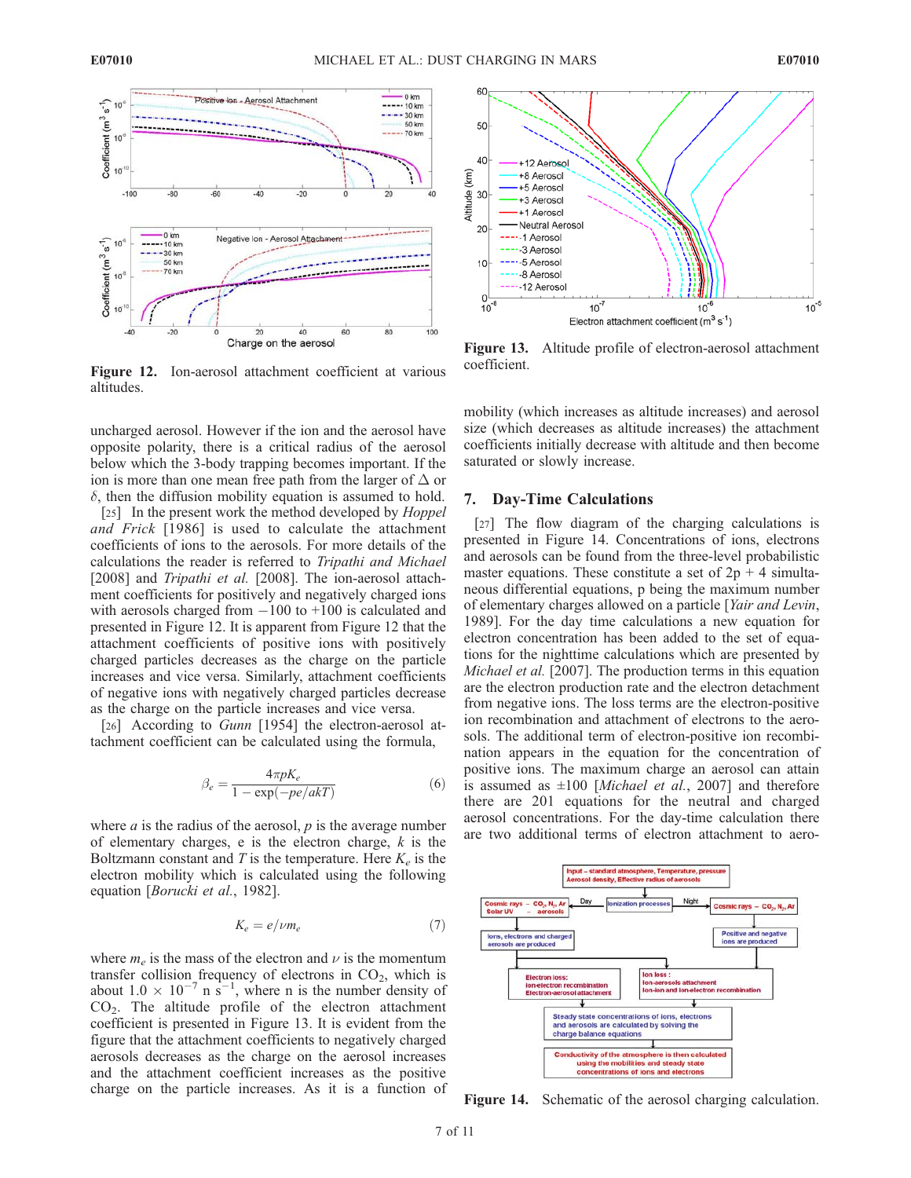Figure 12. Ion-aerosol attachment coefficient at various altitudes.

uncharged aerosol. However if the ion and the aerosol have opposite polarity, there is a critical radius of the aerosol below which the 3-body trapping becomes important. If the ion is more than one mean free path from the larger of $\Delta$ or $\delta$, then the diffusion mobility equation is assumed to hold.

[25] In the present work the method developed by *Hoppel and Frick* [1986] is used to calculate the attachment coefficients of ions to the aerosols. For more details of the calculations the reader is referred to *Tripathi and Michael* [2008] and *Tripathi et al.* [2008]. The ion-aerosol attachment coefficients for positively and negatively charged ions with aerosols charged from $-100$ to $+100$ is calculated and presented in Figure 12. It is apparent from Figure 12 that the attachment coefficients of positive ions with positively charged particles decreases as the charge on the particle increases and vice versa. Similarly, attachment coefficients of negative ions with negatively charged particles decrease as the charge on the particle increases and vice versa.

[26] According to *Gunn* [1954] the electron-aerosol attachment coefficient can be calculated using the formula,

$$\beta_e = \frac{4\pi p K_e}{1 - \exp(-pe/akT)} \qquad (6)$$

where $a$ is the radius of the aerosol, $p$ is the average number of elementary charges, e is the electron charge, $k$ is the Boltzmann constant and $T$ is the temperature. Here $K_e$ is the electron mobility which is calculated using the following equation [*Borucki et al.*, 1982].

$$K_e = e/\nu m_e \qquad (7)$$

where $m_e$ is the mass of the electron and $\nu$ is the momentum transfer collision frequency of electrons in $CO_2$, which is about $1.0 \times 10^{-7}$ n $s^{-1}$, where n is the number density of $CO_2$. The altitude profile of the electron attachment coefficient is presented in Figure 13. It is evident from the figure that the attachment coefficients to negatively charged aerosols decreases as the charge on the aerosol increases and the attachment coefficient increases as the positive charge on the particle increases. As it is a function of mobility (which increases as altitude increases) and aerosol size (which decreases as altitude increases) the attachment coefficients initially decrease with altitude and then become saturated or slowly increase.

Figure 13. Altitude profile of electron-aerosol attachment coefficient.

## 7. Day-Time Calculations

[27] The flow diagram of the charging calculations is presented in Figure 14. Concentrations of ions, electrons and aerosols can be found from the three-level probabilistic master equations. These constitute a set of $2p + 4$ simultaneous differential equations, p being the maximum number of elementary charges allowed on a particle [*Yair and Levin*, 1989]. For the day time calculations a new equation for electron concentration has been added to the set of equations for the nighttime calculations which are presented by *Michael et al.* [2007]. The production terms in this equation are the electron production rate and the electron detachment from negative ions. The loss terms are the electron-positive ion recombination and attachment of electrons to the aerosols. The additional term of electron-positive ion recombination appears in the equation for the concentration of positive ions. The maximum charge an aerosol can attain is assumed as $\pm 100$ [*Michael et al.*, 2007] and therefore there are 201 equations for the neutral and charged aerosol concentrations. For the day-time calculation there are two additional terms of electron attachment to aero-

Figure 14. Schematic of the aerosol charging calculation.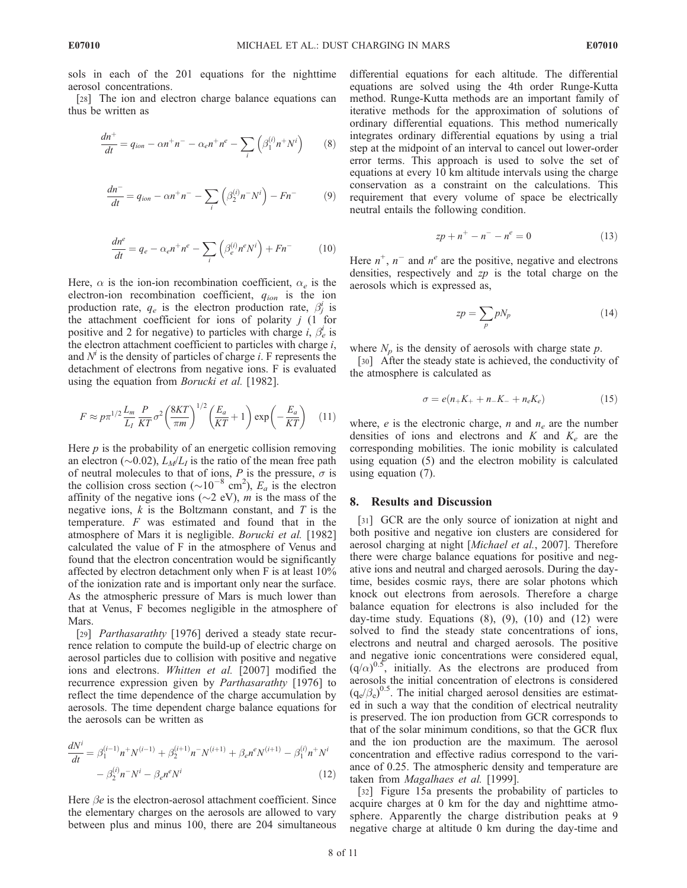sols in each of the 201 equations for the nighttime aerosol concentrations.

[28] The ion and electron charge balance equations can thus be written as

$$\frac{dn^+}{dt} = q_{ion} - \alpha n^+ n^- - \alpha_e n^+ n^e - \sum_i \left( \beta_1^{(i)} n^+ N^i \right) \tag{8}$$

$$\frac{dn^-}{dt} = q_{ion} - \alpha n^+ n^- - \sum_i \left( \beta_2^{(i)} n^- N^i \right) - F n^- \tag{9}$$

$$\frac{dn^e}{dt} = q_e - \alpha_e n^+ n^e - \sum_i \left( \beta_e^{(i)} n^e N^i \right) + F n^- \tag{10}$$

Here, $\alpha$ is the ion-ion recombination coefficient, $\alpha_e$ is the electron-ion recombination coefficient, $q_{ion}$ is the ion production rate, $q_e$ is the electron production rate, $\beta_j^i$ is the attachment coefficient for ions of polarity $j$ (1 for positive and 2 for negative) to particles with charge $i$, $\beta_e^i$ is the electron attachment coefficient to particles with charge $i$, and $N^i$ is the density of particles of charge $i$. F represents the detachment of electrons from negative ions. F is evaluated using the equation from *Borucki et al.* [1982].

$$F \approx p\pi^{1/2} \frac{L_m}{L_I} \frac{P}{KT} \sigma^2 \left( \frac{8KT}{\pi m} \right)^{1/2} \left( \frac{E_a}{KT} + 1 \right) \exp\left( -\frac{E_a}{KT} \right) \tag{11}$$

Here $p$ is the probability of an energetic collision removing an electron ($\sim$0.02), $L_M/L_I$ is the ratio of the mean free path of neutral molecules to that of ions, $P$ is the pressure, $\sigma$ is the collision cross section ($\sim 10^{-8}$ cm$^2$), $E_a$ is the electron affinity of the negative ions ($\sim$2 eV), $m$ is the mass of the negative ions, $k$ is the Boltzmann constant, and $T$ is the temperature. $F$ was estimated and found that in the atmosphere of Mars it is negligible. *Borucki et al.* [1982] calculated the value of F in the atmosphere of Venus and found that the electron concentration would be significantly affected by electron detachment only when F is at least 10% of the ionization rate and is important only near the surface. As the atmospheric pressure of Mars is much lower than that at Venus, F becomes negligible in the atmosphere of Mars.

[29] *Parthasarathy* [1976] derived a steady state recurrence relation to compute the build-up of electric charge on aerosol particles due to collision with positive and negative ions and electrons. *Whitten et al.* [2007] modified the recurrence expression given by *Parthasarathy* [1976] to reflect the time dependence of the charge accumulation by aerosols. The time dependent charge balance equations for the aerosols can be written as

$$\frac{dN^i}{dt} = \beta_1^{(i-1)} n^+ N^{(i-1)} + \beta_2^{(i+1)} n^- N^{(i+1)} + \beta_e n^e N^{(i+1)} - \beta_1^{(i)} n^+ N^i - \beta_2^{(i)} n^- N^i - \beta_e n^e N^i \tag{12}$$

Here $\beta e$ is the electron-aerosol attachment coefficient. Since the elementary charges on the aerosols are allowed to vary between plus and minus 100, there are 204 simultaneous differential equations for each altitude. The differential equations are solved using the 4th order Runge-Kutta method. Runge-Kutta methods are an important family of iterative methods for the approximation of solutions of ordinary differential equations. This method numerically integrates ordinary differential equations by using a trial step at the midpoint of an interval to cancel out lower-order error terms. This approach is used to solve the set of equations at every 10 km altitude intervals using the charge conservation as a constraint on the calculations. This requirement that every volume of space be electrically neutral entails the following condition.

$$zp + n^+ - n^- - n^e = 0 \tag{13}$$

Here $n^+$, $n^-$ and $n^e$ are the positive, negative and electrons densities, respectively and $zp$ is the total charge on the aerosols which is expressed as,

$$zp = \sum_p pN_p \tag{14}$$

where $N_p$ is the density of aerosols with charge state $p$.

[30] After the steady state is achieved, the conductivity of the atmosphere is calculated as

$$\sigma = e(n_+ K_+ + n_- K_- + n_e K_e) \tag{15}$$

where, $e$ is the electronic charge, $n$ and $n_e$ are the number densities of ions and electrons and $K$ and $K_e$ are the corresponding mobilities. The ionic mobility is calculated using equation (5) and the electron mobility is calculated using equation (7).

## 8. Results and Discussion

[31] GCR are the only source of ionization at night and both positive and negative ion clusters are considered for aerosol charging at night [*Michael et al.*, 2007]. Therefore there were charge balance equations for positive and negative ions and neutral and charged aerosols. During the daytime, besides cosmic rays, there are solar photons which knock out electrons from aerosols. Therefore a charge balance equation for electrons is also included for the day-time study. Equations (8), (9), (10) and (12) were solved to find the steady state concentrations of ions, electrons and neutral and charged aerosols. The positive and negative ionic concentrations were considered equal, $(q/\alpha)^{0.5}$, initially. As the electrons are produced from aerosols the initial concentration of electrons is considered $(q_e/\beta_e)^{0.5}$. The initial charged aerosol densities are estimated in such a way that the condition of electrical neutrality is preserved. The ion production from GCR corresponds to that of the solar minimum conditions, so that the GCR flux and the ion production are the maximum. The aerosol concentration and effective radius correspond to the variance of 0.25. The atmospheric density and temperature are taken from *Magalhaes et al.* [1999].

[32] Figure 15a presents the probability of particles to acquire charges at 0 km for the day and nighttime atmosphere. Apparently the charge distribution peaks at 9 negative charge at altitude 0 km during the day-time and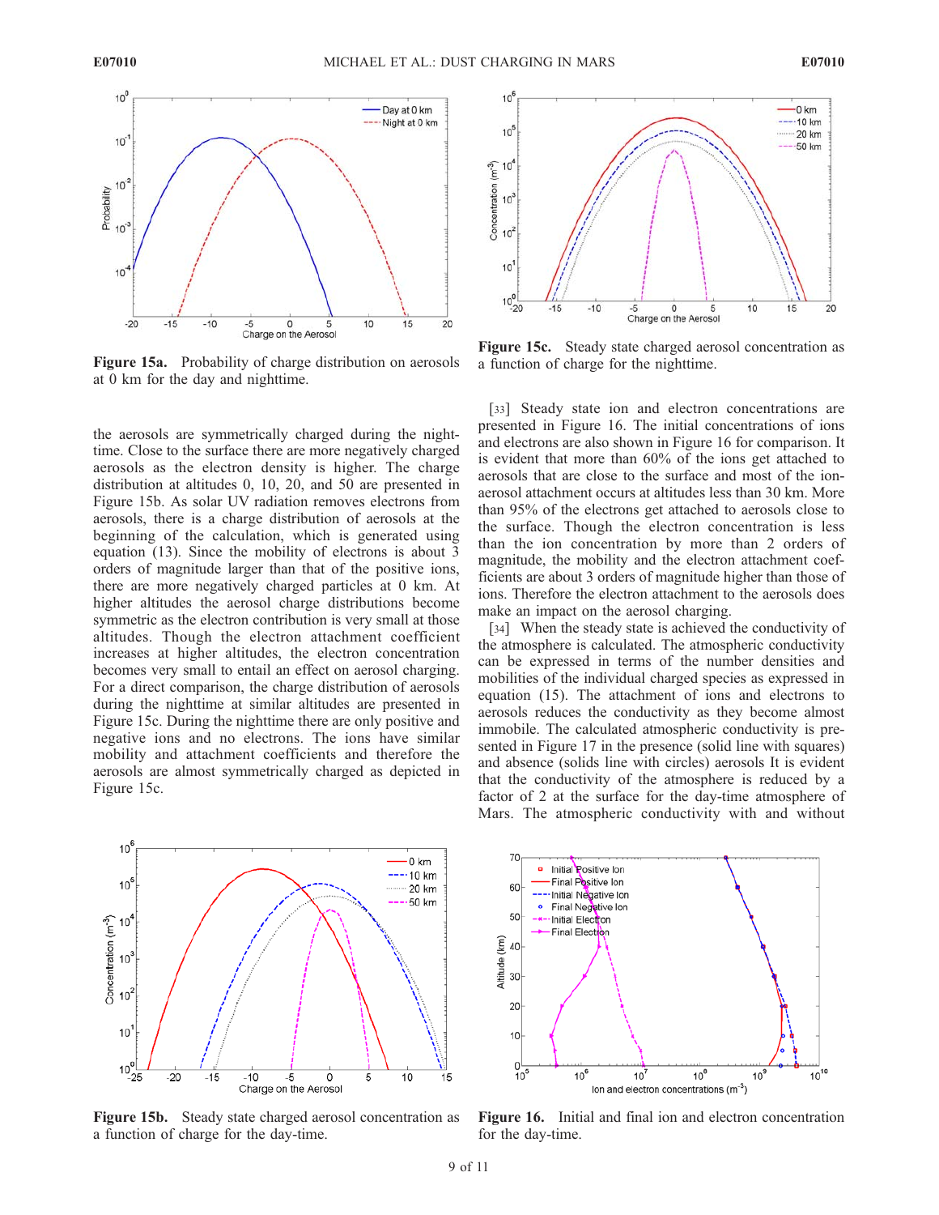Figure 15a. Probability of charge distribution on aerosols at 0 km for the day and nighttime.

Figure 15c. Steady state charged aerosol concentration as a function of charge for the nighttime.

the aerosols are symmetrically charged during the nighttime. Close to the surface there are more negatively charged aerosols as the electron density is higher. The charge distribution at altitudes 0, 10, 20, and 50 are presented in Figure 15b. As solar UV radiation removes electrons from aerosols, there is a charge distribution of aerosols at the beginning of the calculation, which is generated using equation (13). Since the mobility of electrons is about 3 orders of magnitude larger than that of the positive ions, there are more negatively charged particles at 0 km. At higher altitudes the aerosol charge distributions become symmetric as the electron contribution is very small at those altitudes. Though the electron attachment coefficient increases at higher altitudes, the electron concentration becomes very small to entail an effect on aerosol charging. For a direct comparison, the charge distribution of aerosols during the nighttime at similar altitudes are presented in Figure 15c. During the nighttime there are only positive and negative ions and no electrons. The ions have similar mobility and attachment coefficients and therefore the aerosols are almost symmetrically charged as depicted in Figure 15c.

[33] Steady state ion and electron concentrations are presented in Figure 16. The initial concentrations of ions and electrons are also shown in Figure 16 for comparison. It is evident that more than 60% of the ions get attached to aerosols that are close to the surface and most of the ion-aerosol attachment occurs at altitudes less than 30 km. More than 95% of the electrons get attached to aerosols close to the surface. Though the electron concentration is less than the ion concentration by more than 2 orders of magnitude, the mobility and the electron attachment coefficients are about 3 orders of magnitude higher than those of ions. Therefore the electron attachment to the aerosols does make an impact on the aerosol charging.

[34] When the steady state is achieved the conductivity of the atmosphere is calculated. The atmospheric conductivity can be expressed in terms of the number densities and mobilities of the individual charged species as expressed in equation (15). The attachment of ions and electrons to aerosols reduces the conductivity as they become almost immobile. The calculated atmospheric conductivity is presented in Figure 17 in the presence (solid line with squares) and absence (solids line with circles) aerosols It is evident that the conductivity of the atmosphere is reduced by a factor of 2 at the surface for the day-time atmosphere of Mars. The atmospheric conductivity with and without

Figure 15b. Steady state charged aerosol concentration as a function of charge for the day-time.

Figure 16. Initial and final ion and electron concentration for the day-time.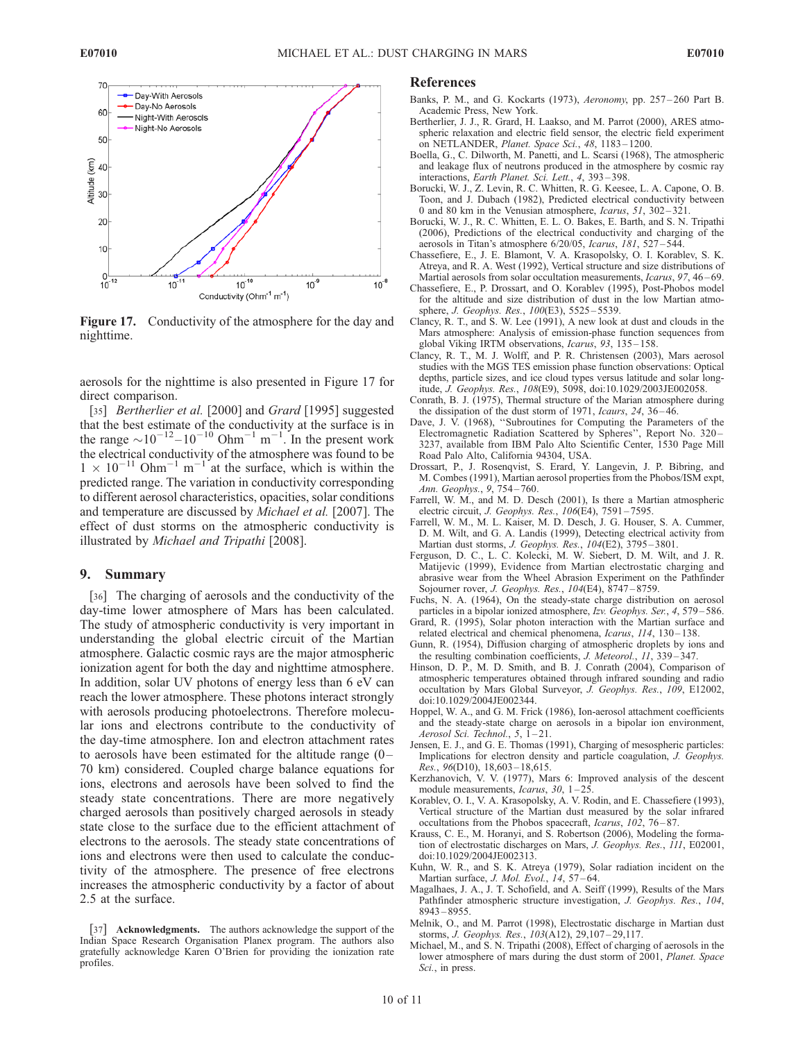Figure 17. Conductivity of the atmosphere for the day and nighttime.

aerosols for the nighttime is also presented in Figure 17 for direct comparison.

[35] *Bertherlier et al.* [2000] and *Grard* [1995] suggested that the best estimate of the conductivity at the surface is in the range $\sim 10^{-12}$–$10^{-10}$ $\mathrm{Ohm}^{-1}\ \mathrm{m}^{-1}$. In the present work the electrical conductivity of the atmosphere was found to be $1 \times 10^{-11}$ $\mathrm{Ohm}^{-1}\ \mathrm{m}^{-1}$ at the surface, which is within the predicted range. The variation in conductivity corresponding to different aerosol characteristics, opacities, solar conditions and temperature are discussed by *Michael et al.* [2007]. The effect of dust storms on the atmospheric conductivity is illustrated by *Michael and Tripathi* [2008].

## 9. Summary

[36] The charging of aerosols and the conductivity of the day-time lower atmosphere of Mars has been calculated. The study of atmospheric conductivity is very important in understanding the global electric circuit of the Martian atmosphere. Galactic cosmic rays are the major atmospheric ionization agent for both the day and nighttime atmosphere. In addition, solar UV photons of energy less than 6 eV can reach the lower atmosphere. These photons interact strongly with aerosols producing photoelectrons. Therefore molecular ions and electrons contribute to the conductivity of the day-time atmosphere. Ion and electron attachment rates to aerosols have been estimated for the altitude range (0–70 km) considered. Coupled charge balance equations for ions, electrons and aerosols have been solved to find the steady state concentrations. There are more negatively charged aerosols than positively charged aerosols in steady state close to the surface due to the efficient attachment of electrons to the aerosols. The steady state concentrations of ions and electrons were then used to calculate the conductivity of the atmosphere. The presence of free electrons increases the atmospheric conductivity by a factor of about 2.5 at the surface.

[37] **Acknowledgments.** The authors acknowledge the support of the Indian Space Research Organisation Planex program. The authors also gratefully acknowledge Karen O'Brien for providing the ionization rate profiles.

## References

Banks, P. M., and G. Kockarts (1973), *Aeronomy*, pp. 257–260 Part B. Academic Press, New York.

Bertherlier, J. J., R. Grard, H. Laakso, and M. Parrot (2000), ARES atmospheric relaxation and electric field sensor, the electric field experiment on NETLANDER, *Planet. Space Sci.*, *48*, 1183–1200.

Boella, G., C. Dilworth, M. Panetti, and L. Scarsi (1968), The atmospheric and leakage flux of neutrons produced in the atmosphere by cosmic ray interactions, *Earth Planet. Sci. Lett.*, *4*, 393–398.

Borucki, W. J., Z. Levin, R. C. Whitten, R. G. Keesee, L. A. Capone, O. B. Toon, and J. Dubach (1982), Predicted electrical conductivity between 0 and 80 km in the Venusian atmosphere, *Icarus*, *51*, 302–321.

Borucki, W. J., R. C. Whitten, E. L. O. Bakes, E. Barth, and S. N. Tripathi (2006), Predictions of the electrical conductivity and charging of the aerosols in Titan's atmosphere 6/20/05, *Icarus*, *181*, 527–544.

Chassefiere, E., J. E. Blamont, V. A. Krasopolsky, O. I. Korablev, S. K. Atreya, and R. A. West (1992), Vertical structure and size distributions of Martial aerosols from solar occultation measurements, *Icarus*, *97*, 46–69.

Chassefiere, E., P. Drossart, and O. Korablev (1995), Post-Phobos model for the altitude and size distribution of dust in the low Martian atmosphere, *J. Geophys. Res.*, *100*(E3), 5525–5539.

Clancy, R. T., and S. W. Lee (1991), A new look at dust and clouds in the Mars atmosphere: Analysis of emission-phase function sequences from global Viking IRTM observations, *Icarus*, *93*, 135–158.

Clancy, R. T., M. J. Wolff, and P. R. Christensen (2003), Mars aerosol studies with the MGS TES emission phase function observations: Optical depths, particle sizes, and ice cloud types versus latitude and solar longitude, *J. Geophys. Res.*, *108*(E9), 5098, doi:10.1029/2003JE002058.

Conrath, B. J. (1975), Thermal structure of the Marian atmosphere during the dissipation of the dust storm of 1971, *Icaurs*, *24*, 36–46.

Dave, J. V. (1968), "Subroutines for Computing the Parameters of the Electromagnetic Radiation Scattered by Spheres", Report No. 320–3237, available from IBM Palo Alto Scientific Center, 1530 Page Mill Road Palo Alto, California 94304, USA.

Drossart, P., J. Rosenqvist, S. Erard, Y. Langevin, J. P. Bibring, and M. Combes (1991), Martian aerosol properties from the Phobos/ISM expt, *Ann. Geophys.*, *9*, 754–760.

Farrell, W. M., and M. D. Desch (2001), Is there a Martian atmospheric electric circuit, *J. Geophys. Res.*, *106*(E4), 7591–7595.

Farrell, W. M., M. L. Kaiser, M. D. Desch, J. G. Houser, S. A. Cummer, D. M. Wilt, and G. A. Landis (1999), Detecting electrical activity from Martian dust storms, *J. Geophys. Res.*, *104*(E2), 3795–3801.

Ferguson, D. C., L. C. Kolecki, M. W. Siebert, D. M. Wilt, and J. R. Matijevic (1999), Evidence from Martian electrostatic charging and abrasive wear from the Wheel Abrasion Experiment on the Pathfinder Sojourner rover, *J. Geophys. Res.*, *104*(E4), 8747–8759.

Fuchs, N. A. (1964), On the steady-state charge distribution on aerosol particles in a bipolar ionized atmosphere, *Izv. Geophys. Ser.*, *4*, 579–586.

Grard, R. (1995), Solar photon interaction with the Martian surface and related electrical and chemical phenomena, *Icarus*, *114*, 130–138.

Gunn, R. (1954), Diffusion charging of atmospheric droplets by ions and the resulting combination coefficients, *J. Meteorol.*, *11*, 339–347.

Hinson, D. P., M. D. Smith, and B. J. Conrath (2004), Comparison of atmospheric temperatures obtained through infrared sounding and radio occultation by Mars Global Surveyor, *J. Geophys. Res.*, *109*, E12002, doi:10.1029/2004JE002344.

Hoppel, W. A., and G. M. Frick (1986), Ion-aerosol attachment coefficients and the steady-state charge on aerosols in a bipolar ion environment, *Aerosol Sci. Technol.*, *5*, 1–21.

Jensen, E. J., and G. E. Thomas (1991), Charging of mesospheric particles: Implications for electron density and particle coagulation, *J. Geophys. Res.*, *96*(D10), 18,603–18,615.

Kerzhanovich, V. V. (1977), Mars 6: Improved analysis of the descent module measurements, *Icarus*, *30*, 1–25.

Korablev, O. I., V. A. Krasopolsky, A. V. Rodin, and E. Chassefiere (1993), Vertical structure of the Martian dust measured by the solar infrared occultations from the Phobos spacecraft, *Icarus*, *102*, 76–87.

Krauss, C. E., M. Horanyi, and S. Robertson (2006), Modeling the formation of electrostatic discharges on Mars, *J. Geophys. Res.*, *111*, E02001, doi:10.1029/2004JE002313.

Kuhn, W. R., and S. K. Atreya (1979), Solar radiation incident on the Martian surface, *J. Mol. Evol.*, *14*, 57–64.

Magalhaes, J. A., J. T. Schofield, and A. Seiff (1999), Results of the Mars Pathfinder atmospheric structure investigation, *J. Geophys. Res.*, *104*, 8943–8955.

Melnik, O., and M. Parrot (1998), Electrostatic discharge in Martian dust storms, *J. Geophys. Res.*, *103*(A12), 29,107–29,117.

Michael, M., and S. N. Tripathi (2008), Effect of charging of aerosols in the lower atmosphere of mars during the dust storm of 2001, *Planet. Space Sci.*, in press.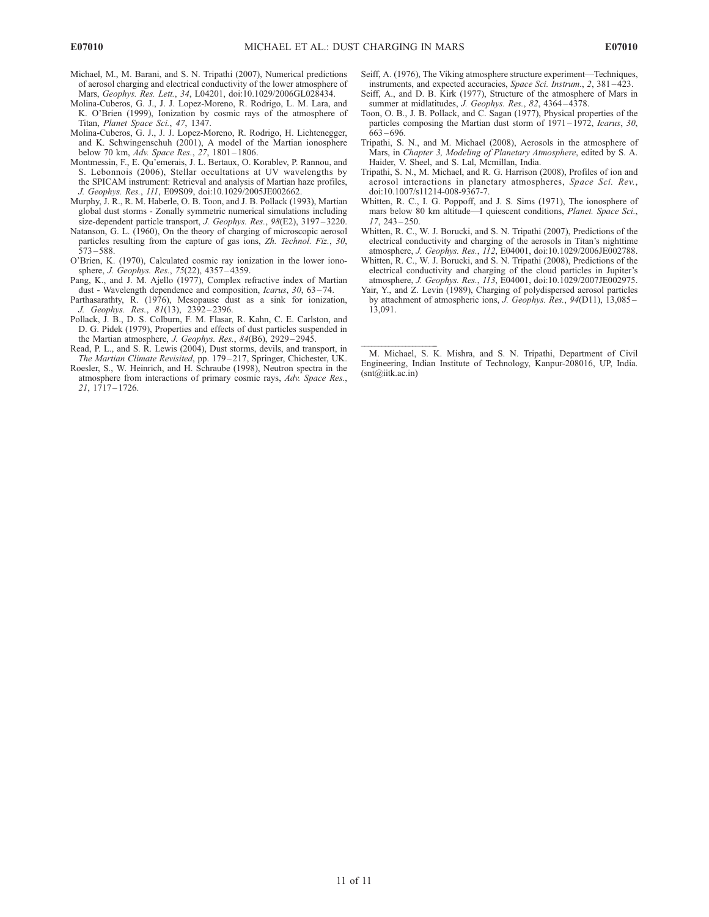Michael, M., M. Barani, and S. N. Tripathi (2007), Numerical predictions of aerosol charging and electrical conductivity of the lower atmosphere of Mars, *Geophys. Res. Lett.*, *34*, L04201, doi:10.1029/2006GL028434.

Molina-Cuberos, G. J., J. J. Lopez-Moreno, R. Rodrigo, L. M. Lara, and K. O'Brien (1999), Ionization by cosmic rays of the atmosphere of Titan, *Planet Space Sci.*, *47*, 1347.

Molina-Cuberos, G. J., J. J. Lopez-Moreno, R. Rodrigo, H. Lichtenegger, and K. Schwingenschuh (2001), A model of the Martian ionosphere below 70 km, *Adv. Space Res.*, *27*, 1801–1806.

Montmessin, F., E. Qu'emerais, J. L. Bertaux, O. Korablev, P. Rannou, and S. Lebonnois (2006), Stellar occultations at UV wavelengths by the SPICAM instrument: Retrieval and analysis of Martian haze profiles, *J. Geophys. Res.*, *111*, E09S09, doi:10.1029/2005JE002662.

Murphy, J. R., R. M. Haberle, O. B. Toon, and J. B. Pollack (1993), Martian global dust storms - Zonally symmetric numerical simulations including size-dependent particle transport, *J. Geophys. Res.*, *98*(E2), 3197–3220.

Natanson, G. L. (1960), On the theory of charging of microscopic aerosol particles resulting from the capture of gas ions, *Zh. Technol. Fiz.*, *30*, 573–588.

O'Brien, K. (1970), Calculated cosmic ray ionization in the lower ionosphere, *J. Geophys. Res.*, *75*(22), 4357–4359.

Pang, K., and J. M. Ajello (1977), Complex refractive index of Martian dust - Wavelength dependence and composition, *Icarus*, *30*, 63–74.

Parthasarathy, R. (1976), Mesopause dust as a sink for ionization, *J. Geophys. Res.*, *81*(13), 2392–2396.

Pollack, J. B., D. S. Colburn, F. M. Flasar, R. Kahn, C. E. Carlston, and D. G. Pidek (1979), Properties and effects of dust particles suspended in the Martian atmosphere, *J. Geophys. Res.*, *84*(B6), 2929–2945.

Read, P. L., and S. R. Lewis (2004), Dust storms, devils, and transport, in *The Martian Climate Revisited*, pp. 179–217, Springer, Chichester, UK.

Roesler, S., W. Heinrich, and H. Schraube (1998), Neutron spectra in the atmosphere from interactions of primary cosmic rays, *Adv. Space Res.*, *21*, 1717–1726.

Seiff, A. (1976), The Viking atmosphere structure experiment—Techniques, instruments, and expected accuracies, *Space Sci. Instrum.*, *2*, 381–423.

Seiff, A., and D. B. Kirk (1977), Structure of the atmosphere of Mars in summer at midlatitudes, *J. Geophys. Res.*, *82*, 4364–4378.

Toon, O. B., J. B. Pollack, and C. Sagan (1977), Physical properties of the particles composing the Martian dust storm of 1971–1972, *Icarus*, *30*, 663–696.

Tripathi, S. N., and M. Michael (2008), Aerosols in the atmosphere of Mars, in *Chapter 3, Modeling of Planetary Atmosphere*, edited by S. A. Haider, V. Sheel, and S. Lal, Mcmillan, India.

Tripathi, S. N., M. Michael, and R. G. Harrison (2008), Profiles of ion and aerosol interactions in planetary atmospheres, *Space Sci. Rev.*, doi:10.1007/s11214-008-9367-7.

Whitten, R. C., I. G. Poppoff, and J. S. Sims (1971), The ionosphere of mars below 80 km altitude—I quiescent conditions, *Planet. Space Sci.*, *17*, 243–250.

Whitten, R. C., W. J. Borucki, and S. N. Tripathi (2007), Predictions of the electrical conductivity and charging of the aerosols in Titan's nighttime atmosphere, *J. Geophys. Res.*, *112*, E04001, doi:10.1029/2006JE002788.

Whitten, R. C., W. J. Borucki, and S. N. Tripathi (2008), Predictions of the electrical conductivity and charging of the cloud particles in Jupiter's atmosphere, *J. Geophys. Res.*, *113*, E04001, doi:10.1029/2007JE002975.

Yair, Y., and Z. Levin (1989), Charging of polydispersed aerosol particles by attachment of atmospheric ions, *J. Geophys. Res.*, *94*(D11), 13,085–13,091.

---

M. Michael, S. K. Mishra, and S. N. Tripathi, Department of Civil Engineering, Indian Institute of Technology, Kanpur-208016, UP, India. (snt@iitk.ac.in)